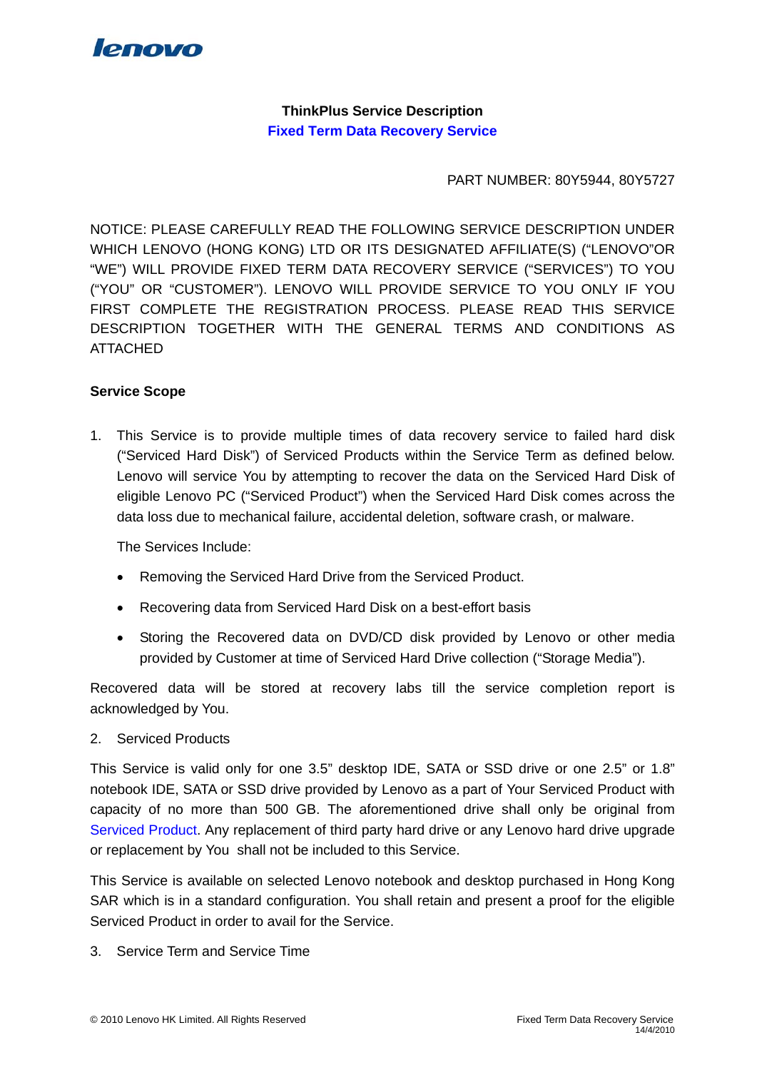**ThinkPlus Service Description**
**Fixed Term Data Recovery Service**

PART NUMBER: 80Y5944, 80Y5727

NOTICE: PLEASE CAREFULLY READ THE FOLLOWING SERVICE DESCRIPTION UNDER WHICH LENOVO (HONG KONG) LTD OR ITS DESIGNATED AFFILIATE(S) ("LENOVO"OR "WE") WILL PROVIDE FIXED TERM DATA RECOVERY SERVICE ("SERVICES") TO YOU ("YOU" OR "CUSTOMER"). LENOVO WILL PROVIDE SERVICE TO YOU ONLY IF YOU FIRST COMPLETE THE REGISTRATION PROCESS. PLEASE READ THIS SERVICE DESCRIPTION TOGETHER WITH THE GENERAL TERMS AND CONDITIONS AS ATTACHED

**Service Scope**

1. This Service is to provide multiple times of data recovery service to failed hard disk ("Serviced Hard Disk") of Serviced Products within the Service Term as defined below. Lenovo will service You by attempting to recover the data on the Serviced Hard Disk of eligible Lenovo PC ("Serviced Product") when the Serviced Hard Disk comes across the data loss due to mechanical failure, accidental deletion, software crash, or malware.

   The Services Include:

   - Removing the Serviced Hard Drive from the Serviced Product.
   - Recovering data from Serviced Hard Disk on a best-effort basis
   - Storing the Recovered data on DVD/CD disk provided by Lenovo or other media provided by Customer at time of Serviced Hard Drive collection ("Storage Media").

Recovered data will be stored at recovery labs till the service completion report is acknowledged by You.

2. Serviced Products

This Service is valid only for one 3.5" desktop IDE, SATA or SSD drive or one 2.5" or 1.8" notebook IDE, SATA or SSD drive provided by Lenovo as a part of Your Serviced Product with capacity of no more than 500 GB. The aforementioned drive shall only be original from Serviced Product. Any replacement of third party hard drive or any Lenovo hard drive upgrade or replacement by You shall not be included to this Service.

This Service is available on selected Lenovo notebook and desktop purchased in Hong Kong SAR which is in a standard configuration. You shall retain and present a proof for the eligible Serviced Product in order to avail for the Service.

3. Service Term and Service Time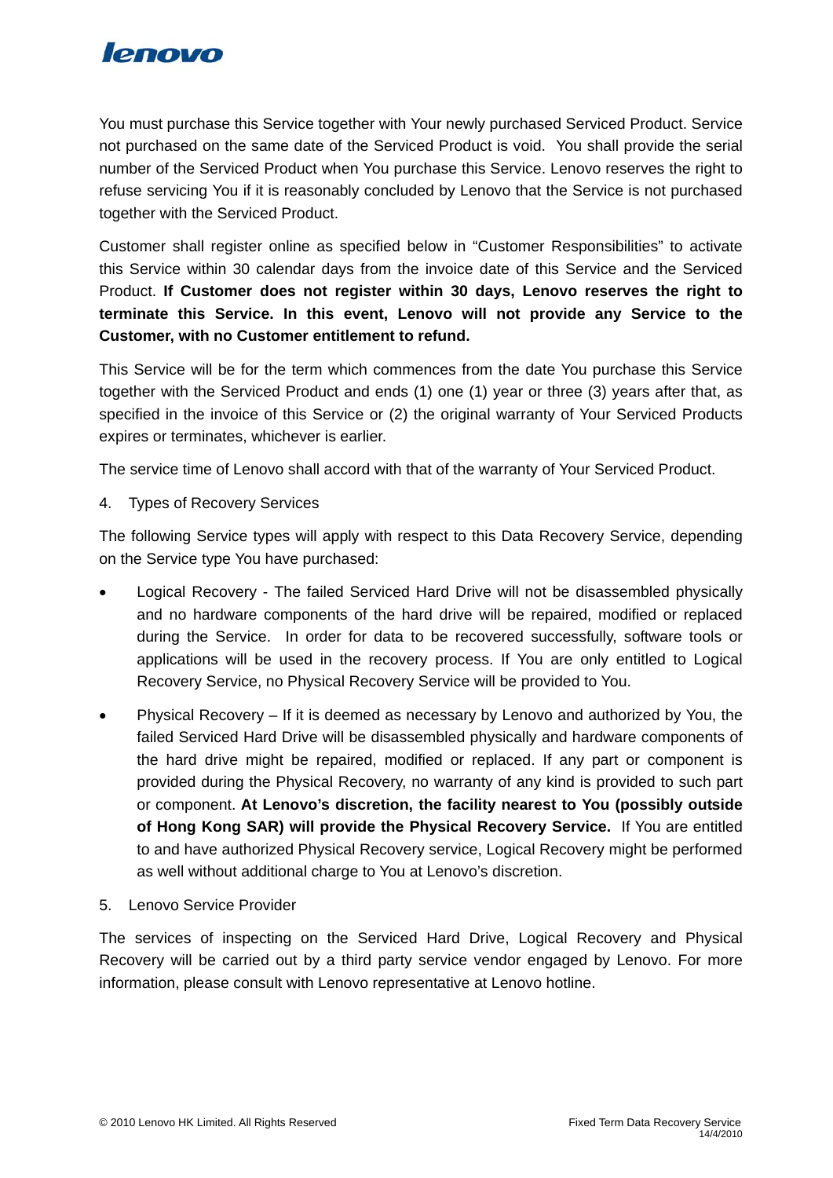You must purchase this Service together with Your newly purchased Serviced Product. Service not purchased on the same date of the Serviced Product is void. You shall provide the serial number of the Serviced Product when You purchase this Service. Lenovo reserves the right to refuse servicing You if it is reasonably concluded by Lenovo that the Service is not purchased together with the Serviced Product.

Customer shall register online as specified below in "Customer Responsibilities" to activate this Service within 30 calendar days from the invoice date of this Service and the Serviced Product. **If Customer does not register within 30 days, Lenovo reserves the right to terminate this Service. In this event, Lenovo will not provide any Service to the Customer, with no Customer entitlement to refund.**

This Service will be for the term which commences from the date You purchase this Service together with the Serviced Product and ends (1) one (1) year or three (3) years after that, as specified in the invoice of this Service or (2) the original warranty of Your Serviced Products expires or terminates, whichever is earlier.

The service time of Lenovo shall accord with that of the warranty of Your Serviced Product.

4. Types of Recovery Services

The following Service types will apply with respect to this Data Recovery Service, depending on the Service type You have purchased:

- Logical Recovery - The failed Serviced Hard Drive will not be disassembled physically and no hardware components of the hard drive will be repaired, modified or replaced during the Service. In order for data to be recovered successfully, software tools or applications will be used in the recovery process. If You are only entitled to Logical Recovery Service, no Physical Recovery Service will be provided to You.
- Physical Recovery – If it is deemed as necessary by Lenovo and authorized by You, the failed Serviced Hard Drive will be disassembled physically and hardware components of the hard drive might be repaired, modified or replaced. If any part or component is provided during the Physical Recovery, no warranty of any kind is provided to such part or component. **At Lenovo's discretion, the facility nearest to You (possibly outside of Hong Kong SAR) will provide the Physical Recovery Service.** If You are entitled to and have authorized Physical Recovery service, Logical Recovery might be performed as well without additional charge to You at Lenovo's discretion.

5. Lenovo Service Provider

The services of inspecting on the Serviced Hard Drive, Logical Recovery and Physical Recovery will be carried out by a third party service vendor engaged by Lenovo. For more information, please consult with Lenovo representative at Lenovo hotline.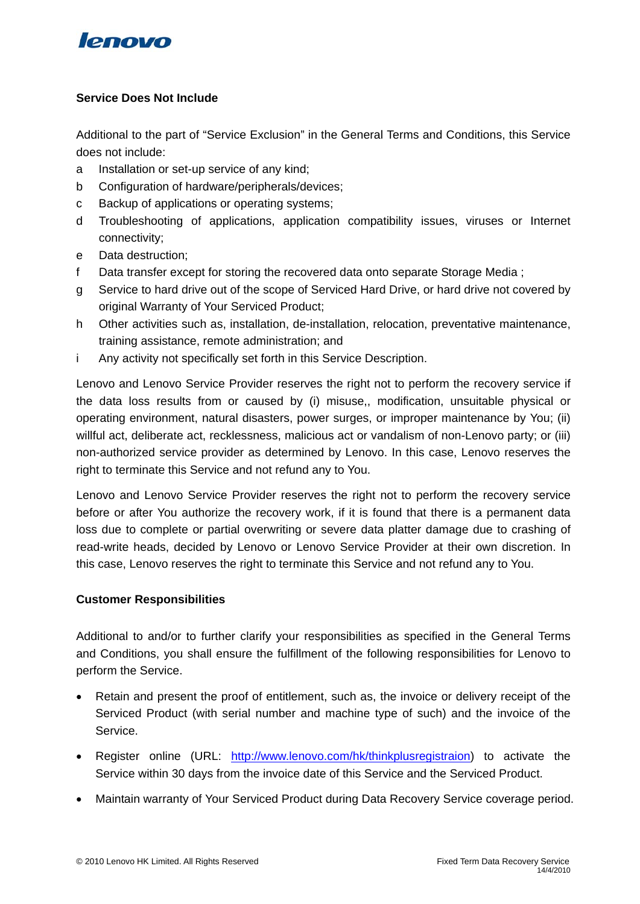**Service Does Not Include**

Additional to the part of "Service Exclusion" in the General Terms and Conditions, this Service does not include:

a Installation or set-up service of any kind;

b Configuration of hardware/peripherals/devices;

c Backup of applications or operating systems;

d Troubleshooting of applications, application compatibility issues, viruses or Internet connectivity;

e Data destruction;

f Data transfer except for storing the recovered data onto separate Storage Media ;

g Service to hard drive out of the scope of Serviced Hard Drive, or hard drive not covered by original Warranty of Your Serviced Product;

h Other activities such as, installation, de-installation, relocation, preventative maintenance, training assistance, remote administration; and

i Any activity not specifically set forth in this Service Description.

Lenovo and Lenovo Service Provider reserves the right not to perform the recovery service if the data loss results from or caused by (i) misuse,, modification, unsuitable physical or operating environment, natural disasters, power surges, or improper maintenance by You; (ii) willful act, deliberate act, recklessness, malicious act or vandalism of non-Lenovo party; or (iii) non-authorized service provider as determined by Lenovo. In this case, Lenovo reserves the right to terminate this Service and not refund any to You.

Lenovo and Lenovo Service Provider reserves the right not to perform the recovery service before or after You authorize the recovery work, if it is found that there is a permanent data loss due to complete or partial overwriting or severe data platter damage due to crashing of read-write heads, decided by Lenovo or Lenovo Service Provider at their own discretion. In this case, Lenovo reserves the right to terminate this Service and not refund any to You.

**Customer Responsibilities**

Additional to and/or to further clarify your responsibilities as specified in the General Terms and Conditions, you shall ensure the fulfillment of the following responsibilities for Lenovo to perform the Service.

- Retain and present the proof of entitlement, such as, the invoice or delivery receipt of the Serviced Product (with serial number and machine type of such) and the invoice of the Service.
- Register online (URL: [http://www.lenovo.com/hk/thinkplusregistraion](http://www.lenovo.com/hk/thinkplusregistraion)) to activate the Service within 30 days from the invoice date of this Service and the Serviced Product.
- Maintain warranty of Your Serviced Product during Data Recovery Service coverage period.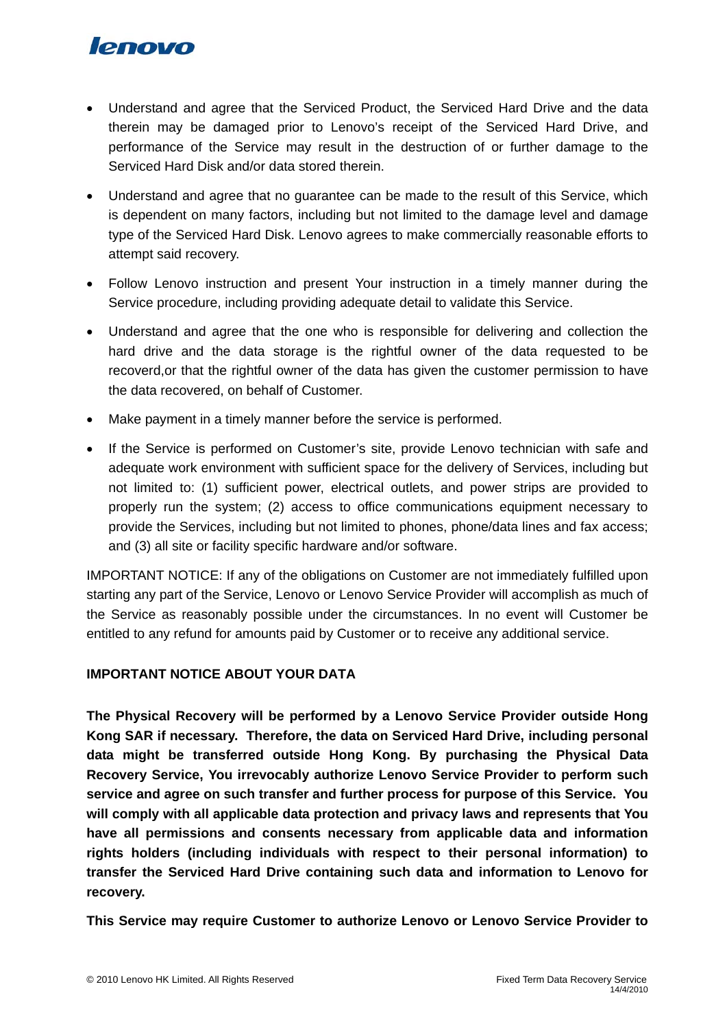- Understand and agree that the Serviced Product, the Serviced Hard Drive and the data therein may be damaged prior to Lenovo's receipt of the Serviced Hard Drive, and performance of the Service may result in the destruction of or further damage to the Serviced Hard Disk and/or data stored therein.
- Understand and agree that no guarantee can be made to the result of this Service, which is dependent on many factors, including but not limited to the damage level and damage type of the Serviced Hard Disk. Lenovo agrees to make commercially reasonable efforts to attempt said recovery.
- Follow Lenovo instruction and present Your instruction in a timely manner during the Service procedure, including providing adequate detail to validate this Service.
- Understand and agree that the one who is responsible for delivering and collection the hard drive and the data storage is the rightful owner of the data requested to be recoverd,or that the rightful owner of the data has given the customer permission to have the data recovered, on behalf of Customer.
- Make payment in a timely manner before the service is performed.
- If the Service is performed on Customer's site, provide Lenovo technician with safe and adequate work environment with sufficient space for the delivery of Services, including but not limited to: (1) sufficient power, electrical outlets, and power strips are provided to properly run the system; (2) access to office communications equipment necessary to provide the Services, including but not limited to phones, phone/data lines and fax access; and (3) all site or facility specific hardware and/or software.

IMPORTANT NOTICE: If any of the obligations on Customer are not immediately fulfilled upon starting any part of the Service, Lenovo or Lenovo Service Provider will accomplish as much of the Service as reasonably possible under the circumstances. In no event will Customer be entitled to any refund for amounts paid by Customer or to receive any additional service.

**IMPORTANT NOTICE ABOUT YOUR DATA**

**The Physical Recovery will be performed by a Lenovo Service Provider outside Hong Kong SAR if necessary. Therefore, the data on Serviced Hard Drive, including personal data might be transferred outside Hong Kong. By purchasing the Physical Data Recovery Service, You irrevocably authorize Lenovo Service Provider to perform such service and agree on such transfer and further process for purpose of this Service. You will comply with all applicable data protection and privacy laws and represents that You have all permissions and consents necessary from applicable data and information rights holders (including individuals with respect to their personal information) to transfer the Serviced Hard Drive containing such data and information to Lenovo for recovery.**

**This Service may require Customer to authorize Lenovo or Lenovo Service Provider to**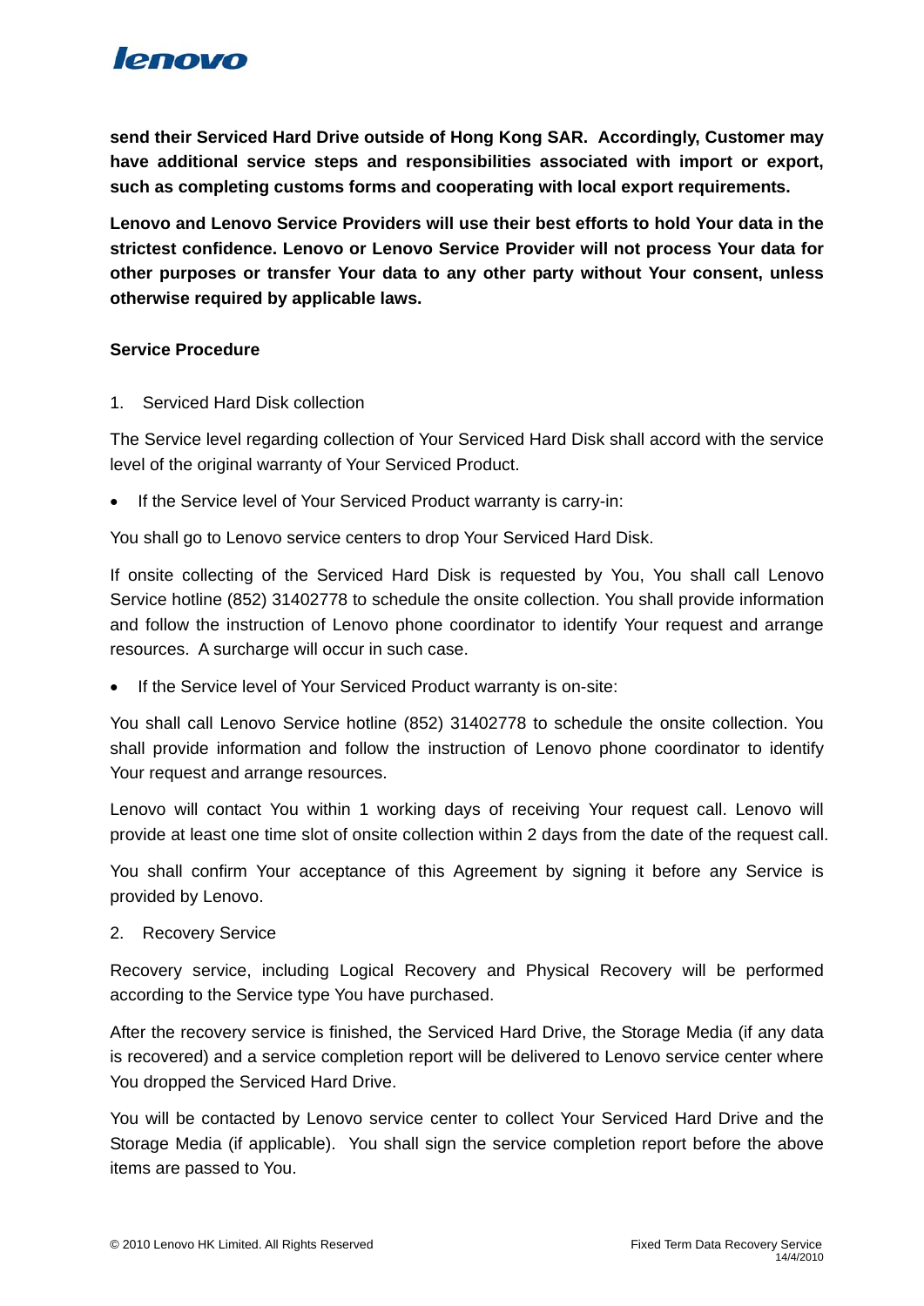**send their Serviced Hard Drive outside of Hong Kong SAR. Accordingly, Customer may have additional service steps and responsibilities associated with import or export, such as completing customs forms and cooperating with local export requirements.**

**Lenovo and Lenovo Service Providers will use their best efforts to hold Your data in the strictest confidence. Lenovo or Lenovo Service Provider will not process Your data for other purposes or transfer Your data to any other party without Your consent, unless otherwise required by applicable laws.**

**Service Procedure**

1. Serviced Hard Disk collection

The Service level regarding collection of Your Serviced Hard Disk shall accord with the service level of the original warranty of Your Serviced Product.

- If the Service level of Your Serviced Product warranty is carry-in:

You shall go to Lenovo service centers to drop Your Serviced Hard Disk.

If onsite collecting of the Serviced Hard Disk is requested by You, You shall call Lenovo Service hotline (852) 31402778 to schedule the onsite collection. You shall provide information and follow the instruction of Lenovo phone coordinator to identify Your request and arrange resources. A surcharge will occur in such case.

- If the Service level of Your Serviced Product warranty is on-site:

You shall call Lenovo Service hotline (852) 31402778 to schedule the onsite collection. You shall provide information and follow the instruction of Lenovo phone coordinator to identify Your request and arrange resources.

Lenovo will contact You within 1 working days of receiving Your request call. Lenovo will provide at least one time slot of onsite collection within 2 days from the date of the request call.

You shall confirm Your acceptance of this Agreement by signing it before any Service is provided by Lenovo.

2. Recovery Service

Recovery service, including Logical Recovery and Physical Recovery will be performed according to the Service type You have purchased.

After the recovery service is finished, the Serviced Hard Drive, the Storage Media (if any data is recovered) and a service completion report will be delivered to Lenovo service center where You dropped the Serviced Hard Drive.

You will be contacted by Lenovo service center to collect Your Serviced Hard Drive and the Storage Media (if applicable). You shall sign the service completion report before the above items are passed to You.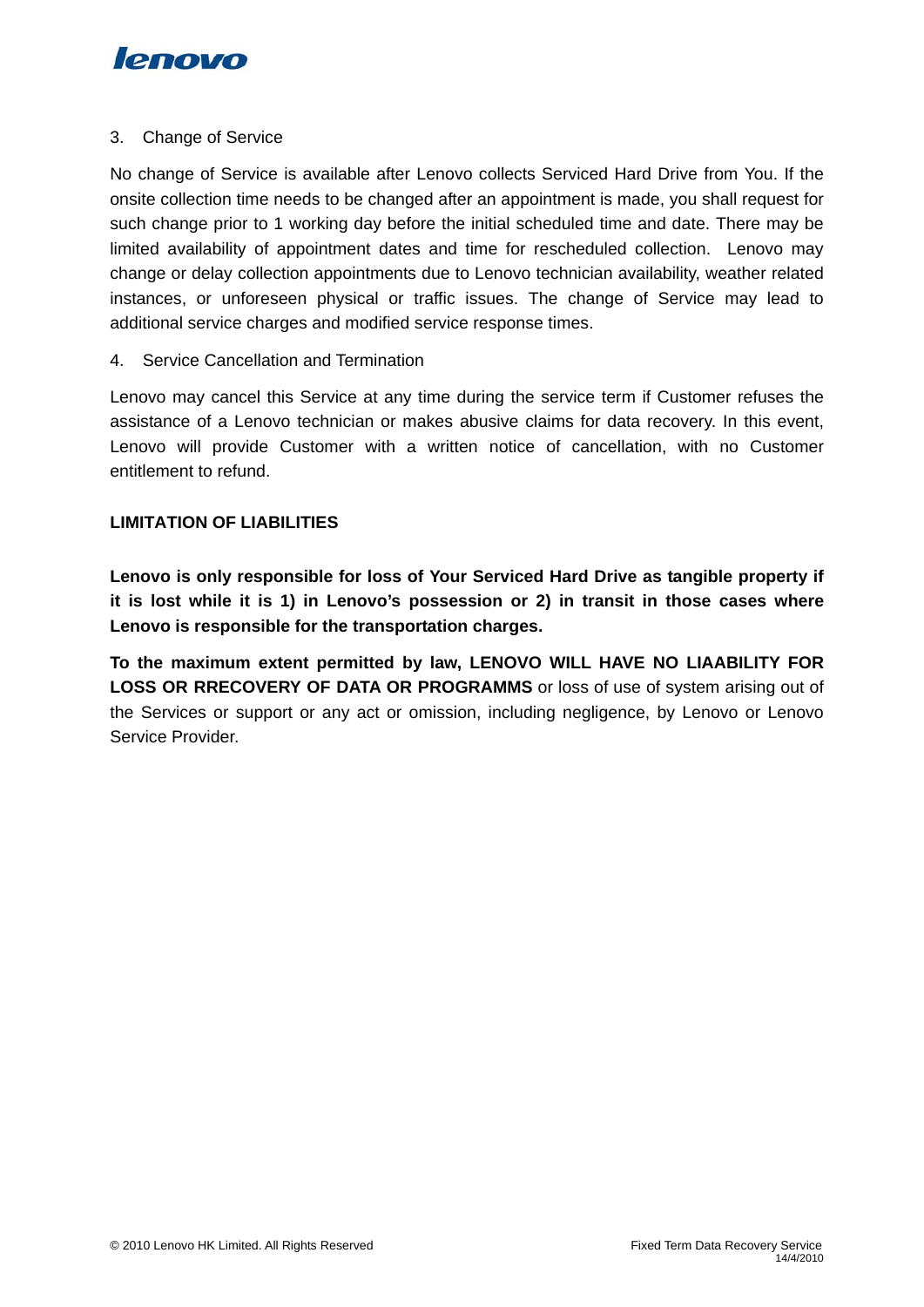3. Change of Service

No change of Service is available after Lenovo collects Serviced Hard Drive from You. If the onsite collection time needs to be changed after an appointment is made, you shall request for such change prior to 1 working day before the initial scheduled time and date. There may be limited availability of appointment dates and time for rescheduled collection. Lenovo may change or delay collection appointments due to Lenovo technician availability, weather related instances, or unforeseen physical or traffic issues. The change of Service may lead to additional service charges and modified service response times.

4. Service Cancellation and Termination

Lenovo may cancel this Service at any time during the service term if Customer refuses the assistance of a Lenovo technician or makes abusive claims for data recovery. In this event, Lenovo will provide Customer with a written notice of cancellation, with no Customer entitlement to refund.

**LIMITATION OF LIABILITIES**

**Lenovo is only responsible for loss of Your Serviced Hard Drive as tangible property if it is lost while it is 1) in Lenovo's possession or 2) in transit in those cases where Lenovo is responsible for the transportation charges.**

**To the maximum extent permitted by law, LENOVO WILL HAVE NO LIAABILITY FOR LOSS OR RRECOVERY OF DATA OR PROGRAMMS** or loss of use of system arising out of the Services or support or any act or omission, including negligence, by Lenovo or Lenovo Service Provider.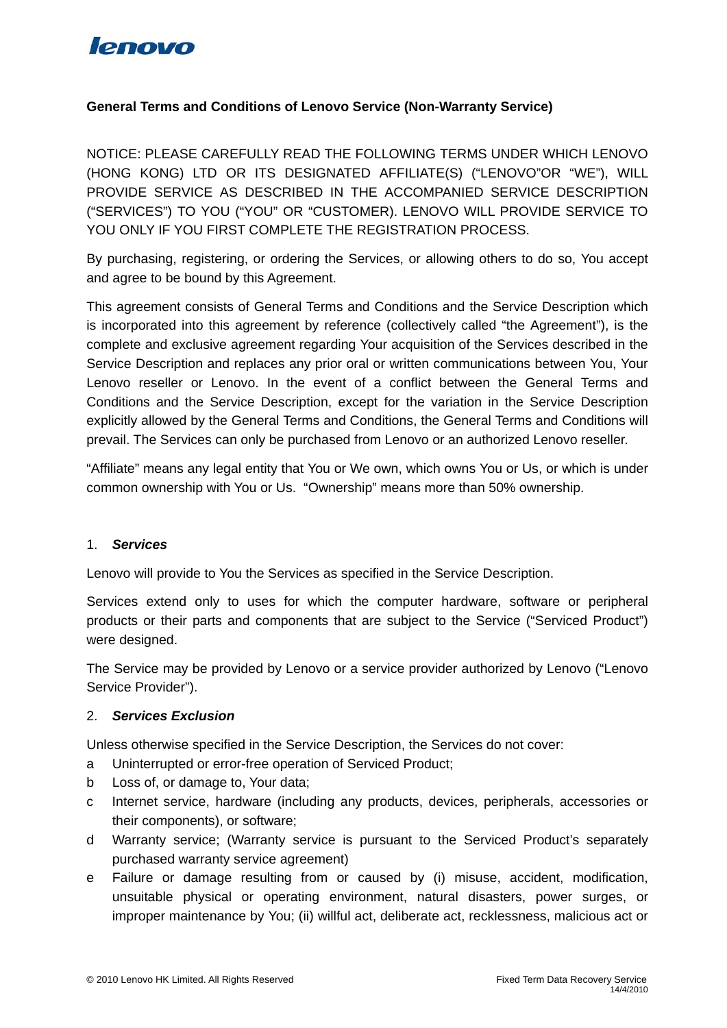## General Terms and Conditions of Lenovo Service (Non-Warranty Service)

NOTICE: PLEASE CAREFULLY READ THE FOLLOWING TERMS UNDER WHICH LENOVO (HONG KONG) LTD OR ITS DESIGNATED AFFILIATE(S) ("LENOVO"OR "WE"), WILL PROVIDE SERVICE AS DESCRIBED IN THE ACCOMPANIED SERVICE DESCRIPTION ("SERVICES") TO YOU ("YOU" OR "CUSTOMER). LENOVO WILL PROVIDE SERVICE TO YOU ONLY IF YOU FIRST COMPLETE THE REGISTRATION PROCESS.

By purchasing, registering, or ordering the Services, or allowing others to do so, You accept and agree to be bound by this Agreement.

This agreement consists of General Terms and Conditions and the Service Description which is incorporated into this agreement by reference (collectively called "the Agreement"), is the complete and exclusive agreement regarding Your acquisition of the Services described in the Service Description and replaces any prior oral or written communications between You, Your Lenovo reseller or Lenovo. In the event of a conflict between the General Terms and Conditions and the Service Description, except for the variation in the Service Description explicitly allowed by the General Terms and Conditions, the General Terms and Conditions will prevail. The Services can only be purchased from Lenovo or an authorized Lenovo reseller.

"Affiliate" means any legal entity that You or We own, which owns You or Us, or which is under common ownership with You or Us. "Ownership" means more than 50% ownership.

### 1. *Services*

Lenovo will provide to You the Services as specified in the Service Description.

Services extend only to uses for which the computer hardware, software or peripheral products or their parts and components that are subject to the Service ("Serviced Product") were designed.

The Service may be provided by Lenovo or a service provider authorized by Lenovo ("Lenovo Service Provider").

### 2. *Services Exclusion*

Unless otherwise specified in the Service Description, the Services do not cover:

a Uninterrupted or error-free operation of Serviced Product;

b Loss of, or damage to, Your data;

c Internet service, hardware (including any products, devices, peripherals, accessories or their components), or software;

d Warranty service; (Warranty service is pursuant to the Serviced Product's separately purchased warranty service agreement)

e Failure or damage resulting from or caused by (i) misuse, accident, modification, unsuitable physical or operating environment, natural disasters, power surges, or improper maintenance by You; (ii) willful act, deliberate act, recklessness, malicious act or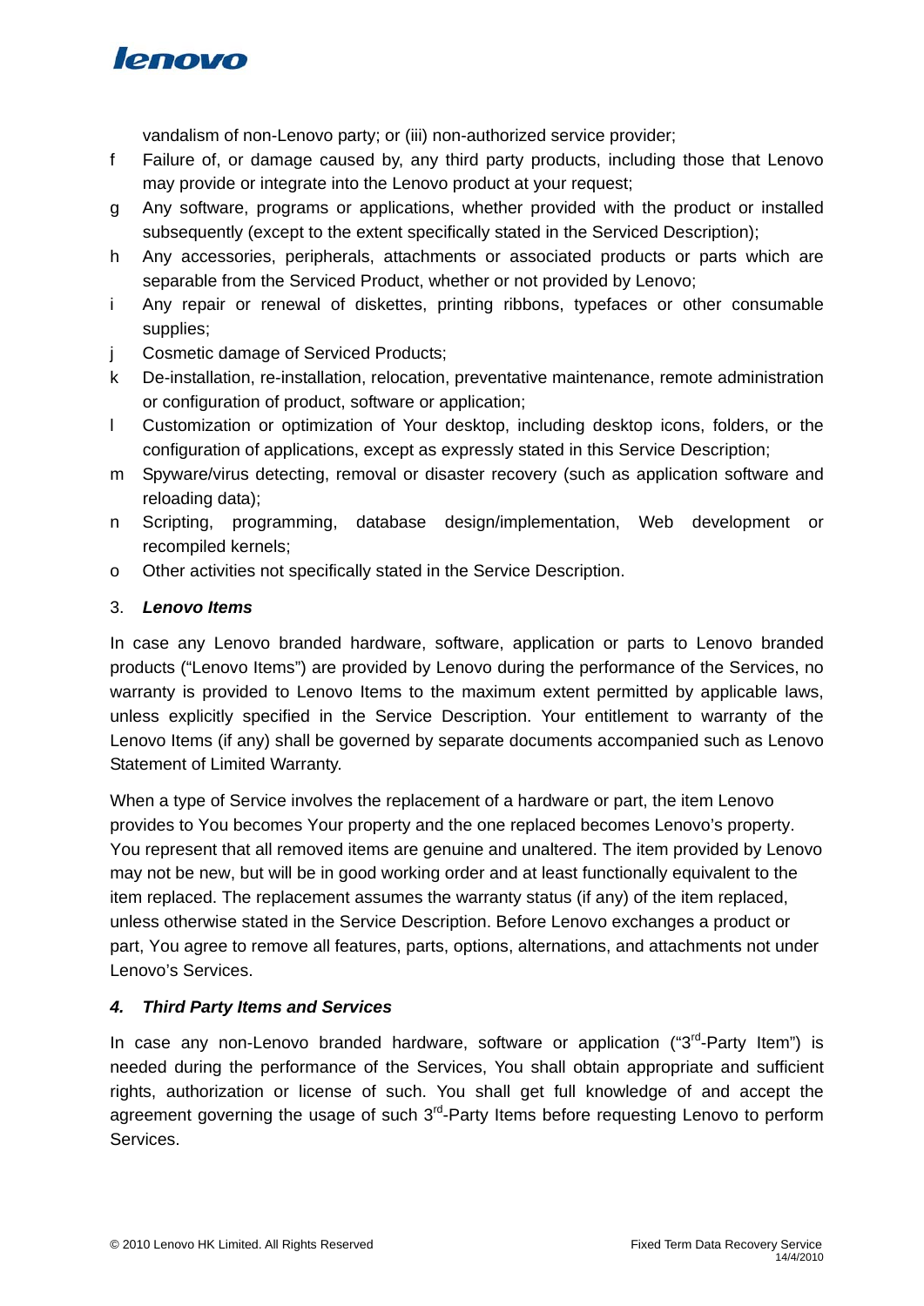vandalism of non-Lenovo party; or (iii) non-authorized service provider;

f Failure of, or damage caused by, any third party products, including those that Lenovo may provide or integrate into the Lenovo product at your request;

g Any software, programs or applications, whether provided with the product or installed subsequently (except to the extent specifically stated in the Serviced Description);

h Any accessories, peripherals, attachments or associated products or parts which are separable from the Serviced Product, whether or not provided by Lenovo;

i Any repair or renewal of diskettes, printing ribbons, typefaces or other consumable supplies;

j Cosmetic damage of Serviced Products;

k De-installation, re-installation, relocation, preventative maintenance, remote administration or configuration of product, software or application;

l Customization or optimization of Your desktop, including desktop icons, folders, or the configuration of applications, except as expressly stated in this Service Description;

m Spyware/virus detecting, removal or disaster recovery (such as application software and reloading data);

n Scripting, programming, database design/implementation, Web development or recompiled kernels;

o Other activities not specifically stated in the Service Description.

3. ***Lenovo Items***

In case any Lenovo branded hardware, software, application or parts to Lenovo branded products ("Lenovo Items") are provided by Lenovo during the performance of the Services, no warranty is provided to Lenovo Items to the maximum extent permitted by applicable laws, unless explicitly specified in the Service Description. Your entitlement to warranty of the Lenovo Items (if any) shall be governed by separate documents accompanied such as Lenovo Statement of Limited Warranty.

When a type of Service involves the replacement of a hardware or part, the item Lenovo provides to You becomes Your property and the one replaced becomes Lenovo's property. You represent that all removed items are genuine and unaltered. The item provided by Lenovo may not be new, but will be in good working order and at least functionally equivalent to the item replaced. The replacement assumes the warranty status (if any) of the item replaced, unless otherwise stated in the Service Description. Before Lenovo exchanges a product or part, You agree to remove all features, parts, options, alternations, and attachments not under Lenovo's Services.

***4. Third Party Items and Services***

In case any non-Lenovo branded hardware, software or application ("3rd-Party Item") is needed during the performance of the Services, You shall obtain appropriate and sufficient rights, authorization or license of such. You shall get full knowledge of and accept the agreement governing the usage of such 3rd-Party Items before requesting Lenovo to perform Services.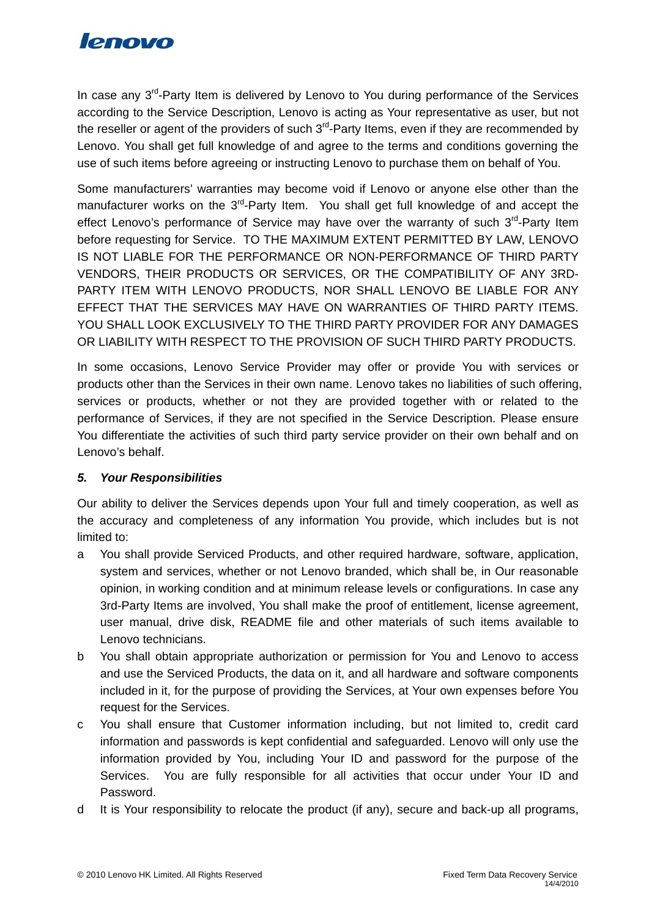In case any 3rd-Party Item is delivered by Lenovo to You during performance of the Services according to the Service Description, Lenovo is acting as Your representative as user, but not the reseller or agent of the providers of such 3rd-Party Items, even if they are recommended by Lenovo. You shall get full knowledge of and agree to the terms and conditions governing the use of such items before agreeing or instructing Lenovo to purchase them on behalf of You.

Some manufacturers' warranties may become void if Lenovo or anyone else other than the manufacturer works on the 3rd-Party Item. You shall get full knowledge of and accept the effect Lenovo's performance of Service may have over the warranty of such 3rd-Party Item before requesting for Service. TO THE MAXIMUM EXTENT PERMITTED BY LAW, LENOVO IS NOT LIABLE FOR THE PERFORMANCE OR NON-PERFORMANCE OF THIRD PARTY VENDORS, THEIR PRODUCTS OR SERVICES, OR THE COMPATIBILITY OF ANY 3RD-PARTY ITEM WITH LENOVO PRODUCTS, NOR SHALL LENOVO BE LIABLE FOR ANY EFFECT THAT THE SERVICES MAY HAVE ON WARRANTIES OF THIRD PARTY ITEMS. YOU SHALL LOOK EXCLUSIVELY TO THE THIRD PARTY PROVIDER FOR ANY DAMAGES OR LIABILITY WITH RESPECT TO THE PROVISION OF SUCH THIRD PARTY PRODUCTS.

In some occasions, Lenovo Service Provider may offer or provide You with services or products other than the Services in their own name. Lenovo takes no liabilities of such offering, services or products, whether or not they are provided together with or related to the performance of Services, if they are not specified in the Service Description. Please ensure You differentiate the activities of such third party service provider on their own behalf and on Lenovo's behalf.

### *5. Your Responsibilities*

Our ability to deliver the Services depends upon Your full and timely cooperation, as well as the accuracy and completeness of any information You provide, which includes but is not limited to:

a You shall provide Serviced Products, and other required hardware, software, application, system and services, whether or not Lenovo branded, which shall be, in Our reasonable opinion, in working condition and at minimum release levels or configurations. In case any 3rd-Party Items are involved, You shall make the proof of entitlement, license agreement, user manual, drive disk, README file and other materials of such items available to Lenovo technicians.

b You shall obtain appropriate authorization or permission for You and Lenovo to access and use the Serviced Products, the data on it, and all hardware and software components included in it, for the purpose of providing the Services, at Your own expenses before You request for the Services.

c You shall ensure that Customer information including, but not limited to, credit card information and passwords is kept confidential and safeguarded. Lenovo will only use the information provided by You, including Your ID and password for the purpose of the Services. You are fully responsible for all activities that occur under Your ID and Password.

d It is Your responsibility to relocate the product (if any), secure and back-up all programs,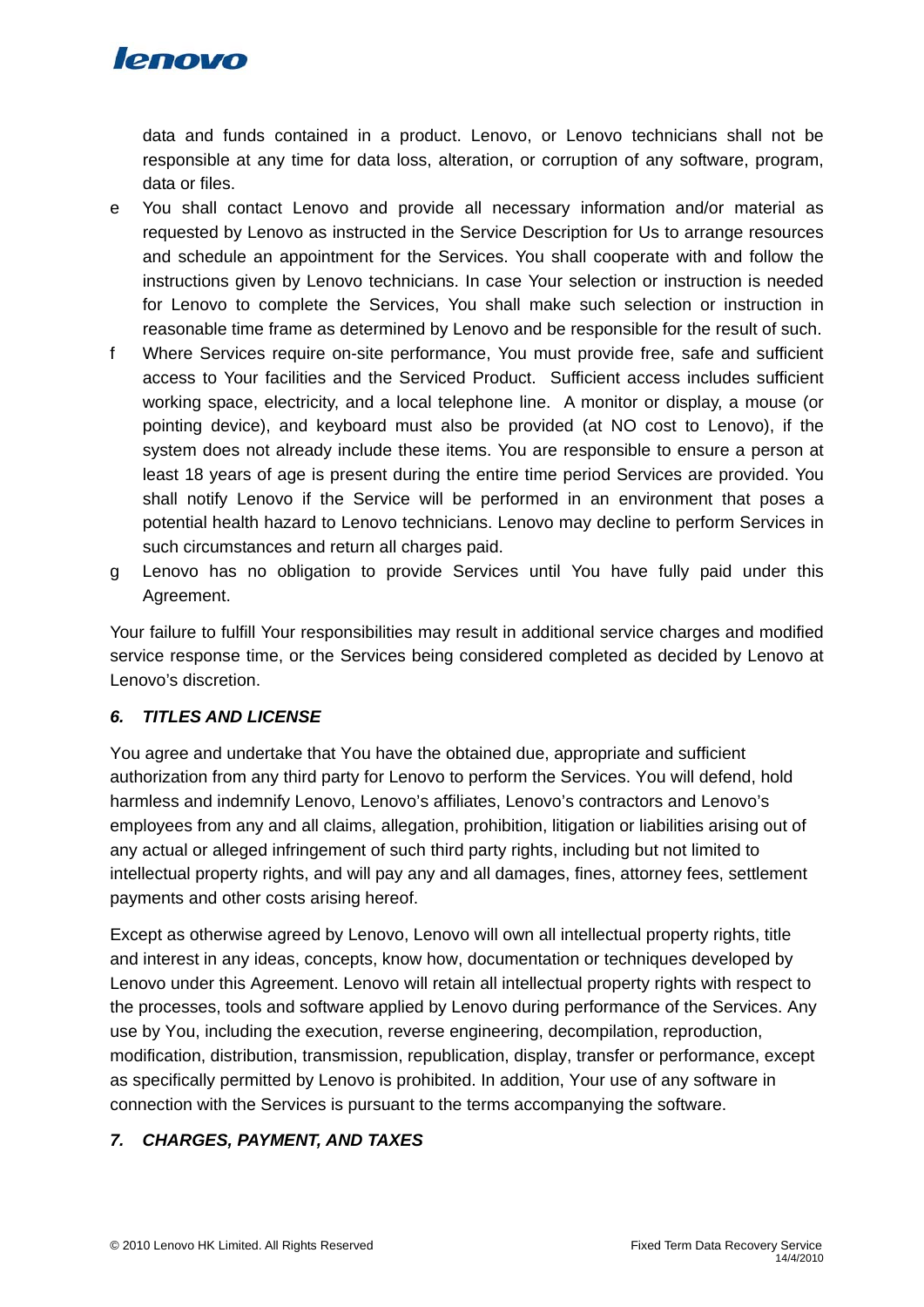data and funds contained in a product. Lenovo, or Lenovo technicians shall not be responsible at any time for data loss, alteration, or corruption of any software, program, data or files.

e You shall contact Lenovo and provide all necessary information and/or material as requested by Lenovo as instructed in the Service Description for Us to arrange resources and schedule an appointment for the Services. You shall cooperate with and follow the instructions given by Lenovo technicians. In case Your selection or instruction is needed for Lenovo to complete the Services, You shall make such selection or instruction in reasonable time frame as determined by Lenovo and be responsible for the result of such.

f Where Services require on-site performance, You must provide free, safe and sufficient access to Your facilities and the Serviced Product. Sufficient access includes sufficient working space, electricity, and a local telephone line. A monitor or display, a mouse (or pointing device), and keyboard must also be provided (at NO cost to Lenovo), if the system does not already include these items. You are responsible to ensure a person at least 18 years of age is present during the entire time period Services are provided. You shall notify Lenovo if the Service will be performed in an environment that poses a potential health hazard to Lenovo technicians. Lenovo may decline to perform Services in such circumstances and return all charges paid.

g Lenovo has no obligation to provide Services until You have fully paid under this Agreement.

Your failure to fulfill Your responsibilities may result in additional service charges and modified service response time, or the Services being considered completed as decided by Lenovo at Lenovo's discretion.

### *6. TITLES AND LICENSE*

You agree and undertake that You have the obtained due, appropriate and sufficient authorization from any third party for Lenovo to perform the Services. You will defend, hold harmless and indemnify Lenovo, Lenovo's affiliates, Lenovo's contractors and Lenovo's employees from any and all claims, allegation, prohibition, litigation or liabilities arising out of any actual or alleged infringement of such third party rights, including but not limited to intellectual property rights, and will pay any and all damages, fines, attorney fees, settlement payments and other costs arising hereof.

Except as otherwise agreed by Lenovo, Lenovo will own all intellectual property rights, title and interest in any ideas, concepts, know how, documentation or techniques developed by Lenovo under this Agreement. Lenovo will retain all intellectual property rights with respect to the processes, tools and software applied by Lenovo during performance of the Services. Any use by You, including the execution, reverse engineering, decompilation, reproduction, modification, distribution, transmission, republication, display, transfer or performance, except as specifically permitted by Lenovo is prohibited. In addition, Your use of any software in connection with the Services is pursuant to the terms accompanying the software.

### *7. CHARGES, PAYMENT, AND TAXES*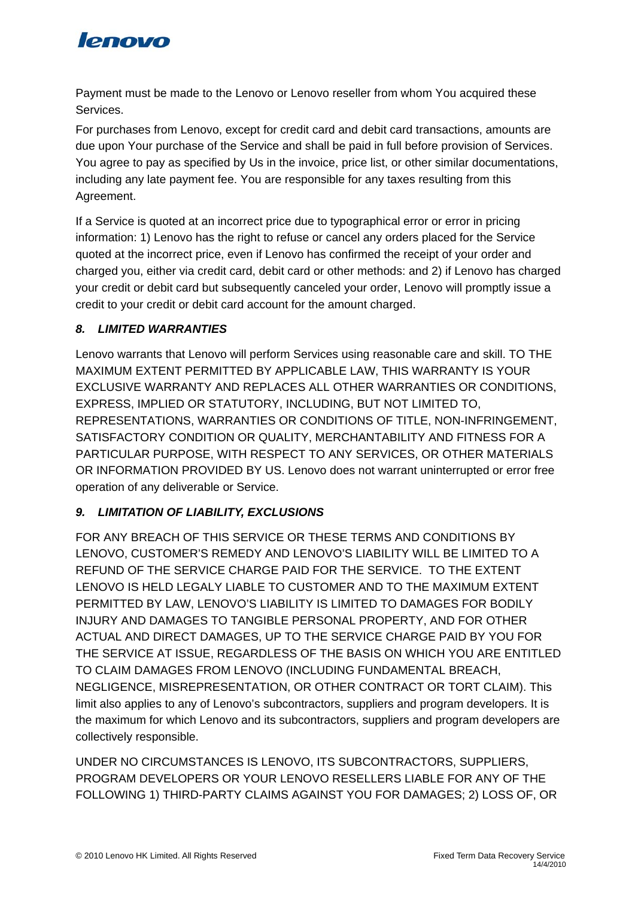Payment must be made to the Lenovo or Lenovo reseller from whom You acquired these Services.

For purchases from Lenovo, except for credit card and debit card transactions, amounts are due upon Your purchase of the Service and shall be paid in full before provision of Services. You agree to pay as specified by Us in the invoice, price list, or other similar documentations, including any late payment fee. You are responsible for any taxes resulting from this Agreement.

If a Service is quoted at an incorrect price due to typographical error or error in pricing information: 1) Lenovo has the right to refuse or cancel any orders placed for the Service quoted at the incorrect price, even if Lenovo has confirmed the receipt of your order and charged you, either via credit card, debit card or other methods: and 2) if Lenovo has charged your credit or debit card but subsequently canceled your order, Lenovo will promptly issue a credit to your credit or debit card account for the amount charged.

### *8. LIMITED WARRANTIES*

Lenovo warrants that Lenovo will perform Services using reasonable care and skill. TO THE MAXIMUM EXTENT PERMITTED BY APPLICABLE LAW, THIS WARRANTY IS YOUR EXCLUSIVE WARRANTY AND REPLACES ALL OTHER WARRANTIES OR CONDITIONS, EXPRESS, IMPLIED OR STATUTORY, INCLUDING, BUT NOT LIMITED TO, REPRESENTATIONS, WARRANTIES OR CONDITIONS OF TITLE, NON-INFRINGEMENT, SATISFACTORY CONDITION OR QUALITY, MERCHANTABILITY AND FITNESS FOR A PARTICULAR PURPOSE, WITH RESPECT TO ANY SERVICES, OR OTHER MATERIALS OR INFORMATION PROVIDED BY US. Lenovo does not warrant uninterrupted or error free operation of any deliverable or Service.

### *9. LIMITATION OF LIABILITY, EXCLUSIONS*

FOR ANY BREACH OF THIS SERVICE OR THESE TERMS AND CONDITIONS BY LENOVO, CUSTOMER'S REMEDY AND LENOVO'S LIABILITY WILL BE LIMITED TO A REFUND OF THE SERVICE CHARGE PAID FOR THE SERVICE. TO THE EXTENT LENOVO IS HELD LEGALY LIABLE TO CUSTOMER AND TO THE MAXIMUM EXTENT PERMITTED BY LAW, LENOVO'S LIABILITY IS LIMITED TO DAMAGES FOR BODILY INJURY AND DAMAGES TO TANGIBLE PERSONAL PROPERTY, AND FOR OTHER ACTUAL AND DIRECT DAMAGES, UP TO THE SERVICE CHARGE PAID BY YOU FOR THE SERVICE AT ISSUE, REGARDLESS OF THE BASIS ON WHICH YOU ARE ENTITLED TO CLAIM DAMAGES FROM LENOVO (INCLUDING FUNDAMENTAL BREACH, NEGLIGENCE, MISREPRESENTATION, OR OTHER CONTRACT OR TORT CLAIM). This limit also applies to any of Lenovo's subcontractors, suppliers and program developers. It is the maximum for which Lenovo and its subcontractors, suppliers and program developers are collectively responsible.

UNDER NO CIRCUMSTANCES IS LENOVO, ITS SUBCONTRACTORS, SUPPLIERS, PROGRAM DEVELOPERS OR YOUR LENOVO RESELLERS LIABLE FOR ANY OF THE FOLLOWING 1) THIRD-PARTY CLAIMS AGAINST YOU FOR DAMAGES; 2) LOSS OF, OR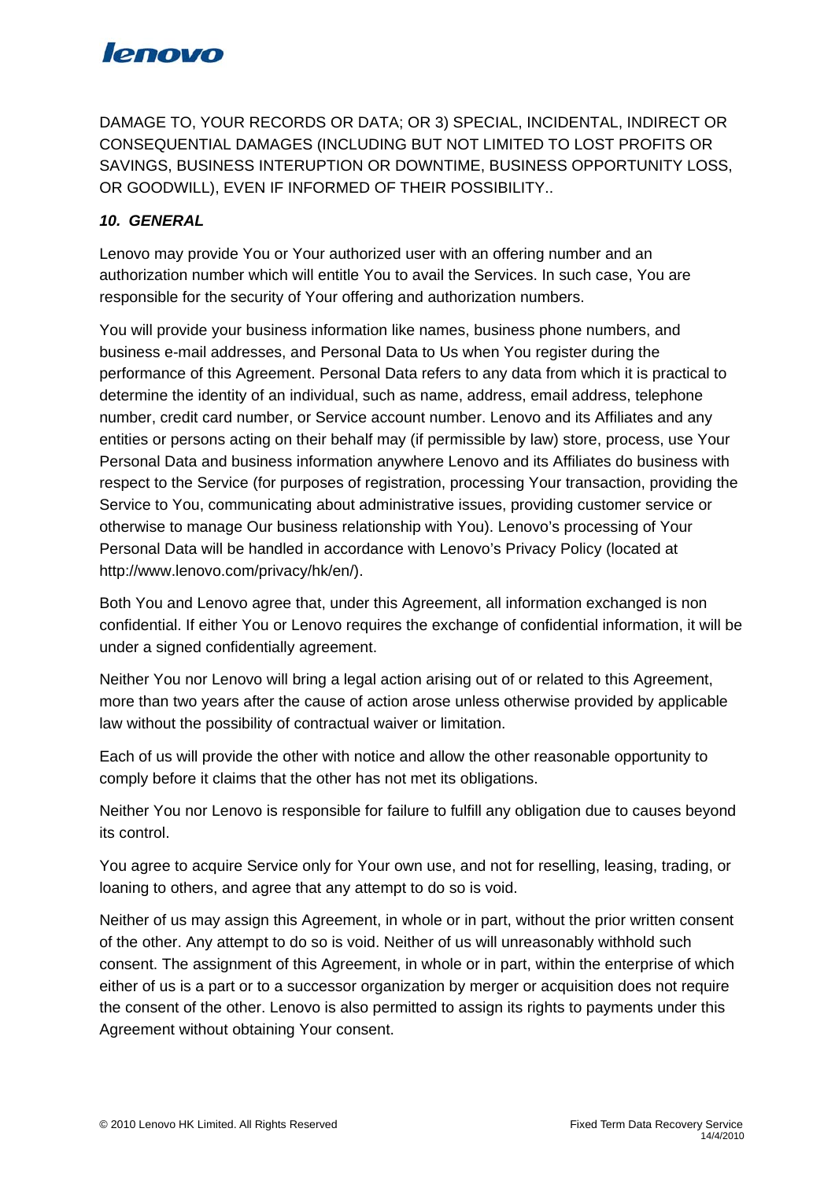DAMAGE TO, YOUR RECORDS OR DATA; OR 3) SPECIAL, INCIDENTAL, INDIRECT OR CONSEQUENTIAL DAMAGES (INCLUDING BUT NOT LIMITED TO LOST PROFITS OR SAVINGS, BUSINESS INTERUPTION OR DOWNTIME, BUSINESS OPPORTUNITY LOSS, OR GOODWILL), EVEN IF INFORMED OF THEIR POSSIBILITY..

***10. GENERAL***

Lenovo may provide You or Your authorized user with an offering number and an authorization number which will entitle You to avail the Services. In such case, You are responsible for the security of Your offering and authorization numbers.

You will provide your business information like names, business phone numbers, and business e-mail addresses, and Personal Data to Us when You register during the performance of this Agreement. Personal Data refers to any data from which it is practical to determine the identity of an individual, such as name, address, email address, telephone number, credit card number, or Service account number. Lenovo and its Affiliates and any entities or persons acting on their behalf may (if permissible by law) store, process, use Your Personal Data and business information anywhere Lenovo and its Affiliates do business with respect to the Service (for purposes of registration, processing Your transaction, providing the Service to You, communicating about administrative issues, providing customer service or otherwise to manage Our business relationship with You). Lenovo's processing of Your Personal Data will be handled in accordance with Lenovo's Privacy Policy (located at http://www.lenovo.com/privacy/hk/en/).

Both You and Lenovo agree that, under this Agreement, all information exchanged is non confidential. If either You or Lenovo requires the exchange of confidential information, it will be under a signed confidentially agreement.

Neither You nor Lenovo will bring a legal action arising out of or related to this Agreement, more than two years after the cause of action arose unless otherwise provided by applicable law without the possibility of contractual waiver or limitation.

Each of us will provide the other with notice and allow the other reasonable opportunity to comply before it claims that the other has not met its obligations.

Neither You nor Lenovo is responsible for failure to fulfill any obligation due to causes beyond its control.

You agree to acquire Service only for Your own use, and not for reselling, leasing, trading, or loaning to others, and agree that any attempt to do so is void.

Neither of us may assign this Agreement, in whole or in part, without the prior written consent of the other. Any attempt to do so is void. Neither of us will unreasonably withhold such consent. The assignment of this Agreement, in whole or in part, within the enterprise of which either of us is a part or to a successor organization by merger or acquisition does not require the consent of the other. Lenovo is also permitted to assign its rights to payments under this Agreement without obtaining Your consent.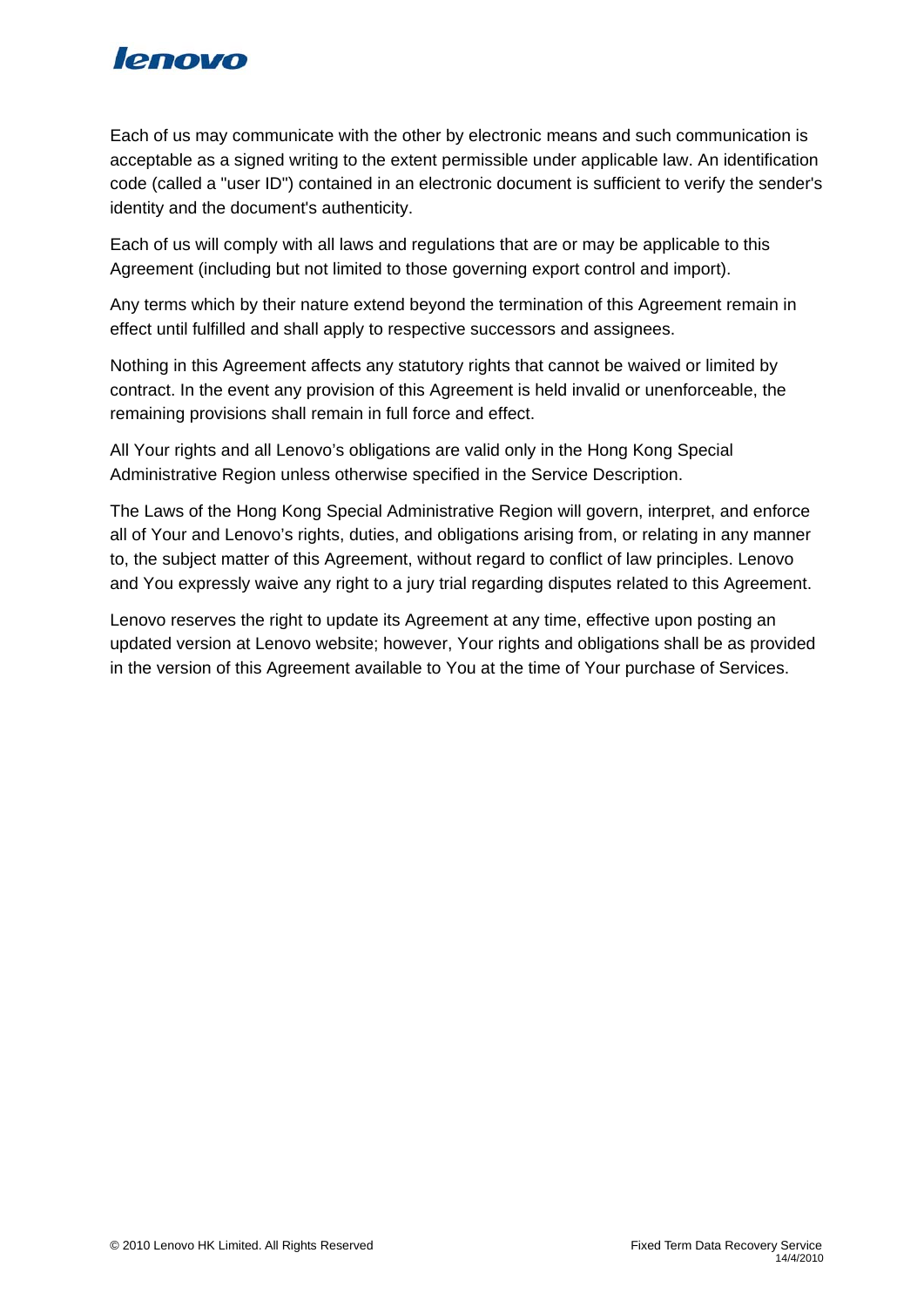Each of us may communicate with the other by electronic means and such communication is acceptable as a signed writing to the extent permissible under applicable law. An identification code (called a "user ID") contained in an electronic document is sufficient to verify the sender's identity and the document's authenticity.

Each of us will comply with all laws and regulations that are or may be applicable to this Agreement (including but not limited to those governing export control and import).

Any terms which by their nature extend beyond the termination of this Agreement remain in effect until fulfilled and shall apply to respective successors and assignees.

Nothing in this Agreement affects any statutory rights that cannot be waived or limited by contract. In the event any provision of this Agreement is held invalid or unenforceable, the remaining provisions shall remain in full force and effect.

All Your rights and all Lenovo's obligations are valid only in the Hong Kong Special Administrative Region unless otherwise specified in the Service Description.

The Laws of the Hong Kong Special Administrative Region will govern, interpret, and enforce all of Your and Lenovo's rights, duties, and obligations arising from, or relating in any manner to, the subject matter of this Agreement, without regard to conflict of law principles. Lenovo and You expressly waive any right to a jury trial regarding disputes related to this Agreement.

Lenovo reserves the right to update its Agreement at any time, effective upon posting an updated version at Lenovo website; however, Your rights and obligations shall be as provided in the version of this Agreement available to You at the time of Your purchase of Services.